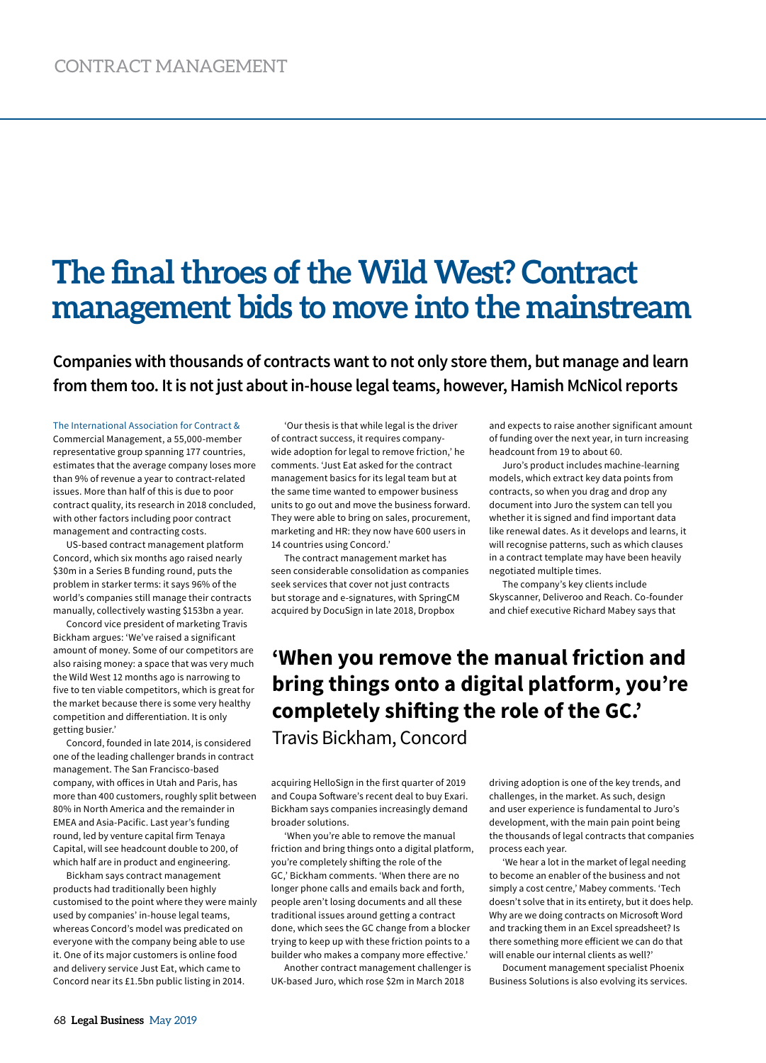CONTRACT MANAGEMENT

# The final throes of the Wild West? Contract management bids to move into the mainstream

**Companies with thousands of contracts want to not only store them, but manage and learn from them too. It is not just about in-house legal teams, however, Hamish McNicol reports**

The International Association for Contract & Commercial Management, a 55,000-member representative group spanning 177 countries, estimates that the average company loses more than 9% of revenue a year to contract-related issues. More than half of this is due to poor contract quality, its research in 2018 concluded, with other factors including poor contract management and contracting costs.

US-based contract management platform Concord, which six months ago raised nearly $30m in a Series B funding round, puts the problem in starker terms: it says 96% of the world's companies still manage their contracts manually, collectively wasting $153bn a year.

Concord vice president of marketing Travis Bickham argues: 'We've raised a significant amount of money. Some of our competitors are also raising money: a space that was very much the Wild West 12 months ago is narrowing to five to ten viable competitors, which is great for the market because there is some very healthy competition and differentiation. It is only getting busier.'

Concord, founded in late 2014, is considered one of the leading challenger brands in contract management. The San Francisco-based company, with offices in Utah and Paris, has more than 400 customers, roughly split between 80% in North America and the remainder in EMEA and Asia-Pacific. Last year's funding round, led by venture capital firm Tenaya Capital, will see headcount double to 200, of which half are in product and engineering.

Bickham says contract management products had traditionally been highly customised to the point where they were mainly used by companies' in-house legal teams, whereas Concord's model was predicated on everyone with the company being able to use it. One of its major customers is online food and delivery service Just Eat, which came to Concord near its £1.5bn public listing in 2014.

'Our thesis is that while legal is the driver of contract success, it requires company-wide adoption for legal to remove friction,' he comments. 'Just Eat asked for the contract management basics for its legal team but at the same time wanted to empower business units to go out and move the business forward. They were able to bring on sales, procurement, marketing and HR: they now have 600 users in 14 countries using Concord.'

The contract management market has seen considerable consolidation as companies seek services that cover not just contracts but storage and e-signatures, with SpringCM acquired by DocuSign in late 2018, Dropbox acquiring HelloSign in the first quarter of 2019 and Coupa Software's recent deal to buy Exari. Bickham says companies increasingly demand broader solutions.

'When you're able to remove the manual friction and bring things onto a digital platform, you're completely shifting the role of the GC,' Bickham comments. 'When there are no longer phone calls and emails back and forth, people aren't losing documents and all these traditional issues around getting a contract done, which sees the GC change from a blocker trying to keep up with these friction points to a builder who makes a company more effective.'

**'When you remove the manual friction and bring things onto a digital platform, you're completely shifting the role of the GC.'**
Travis Bickham, Concord

Another contract management challenger is UK-based Juro, which rose $2m in March 2018 and expects to raise another significant amount of funding over the next year, in turn increasing headcount from 19 to about 60.

Juro's product includes machine-learning models, which extract key data points from contracts, so when you drag and drop any document into Juro the system can tell you whether it is signed and find important data like renewal dates. As it develops and learns, it will recognise patterns, such as which clauses in a contract template may have been heavily negotiated multiple times.

The company's key clients include Skyscanner, Deliveroo and Reach. Co-founder and chief executive Richard Mabey says that driving adoption is one of the key trends, and challenges, in the market. As such, design and user experience is fundamental to Juro's development, with the main pain point being the thousands of legal contracts that companies process each year.

'We hear a lot in the market of legal needing to become an enabler of the business and not simply a cost centre,' Mabey comments. 'Tech doesn't solve that in its entirety, but it does help. Why are we doing contracts on Microsoft Word and tracking them in an Excel spreadsheet? Is there something more efficient we can do that will enable our internal clients as well?'

Document management specialist Phoenix Business Solutions is also evolving its services.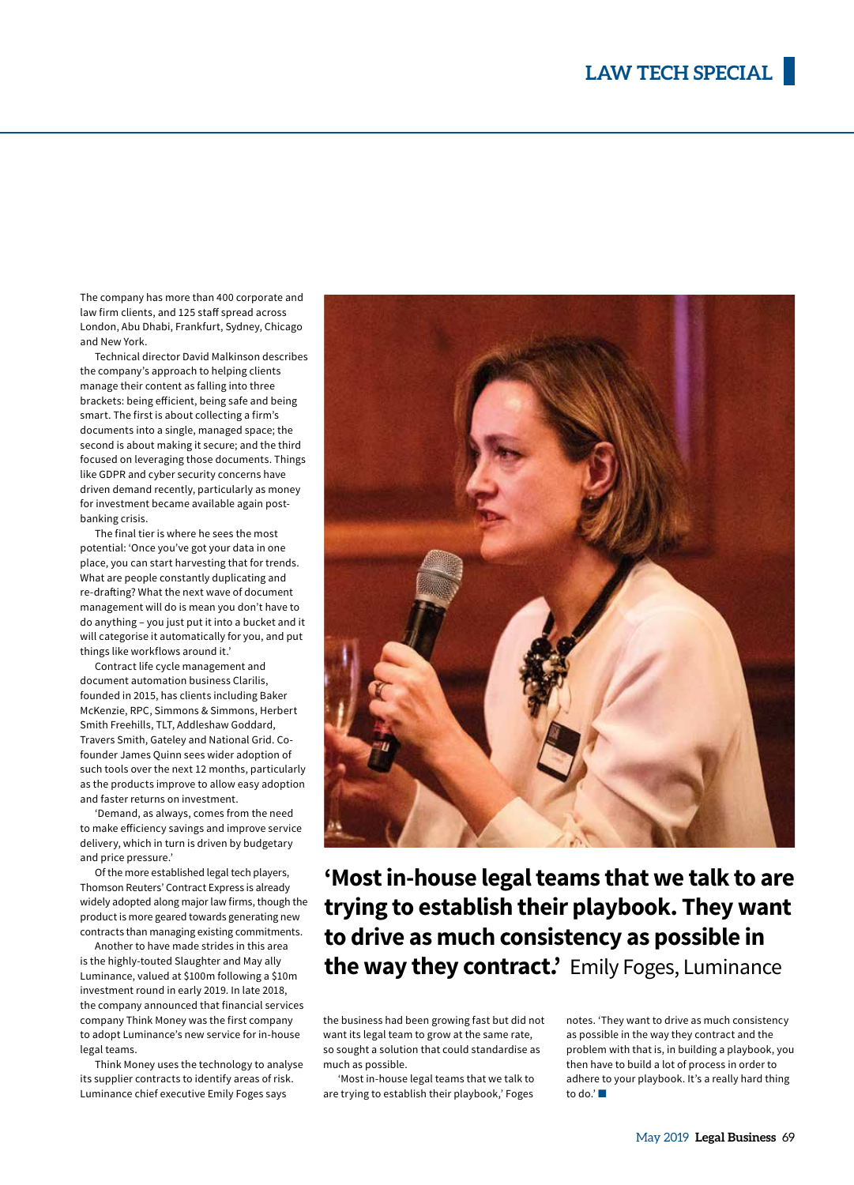The company has more than 400 corporate and law firm clients, and 125 staff spread across London, Abu Dhabi, Frankfurt, Sydney, Chicago and New York.

Technical director David Malkinson describes the company's approach to helping clients manage their content as falling into three brackets: being efficient, being safe and being smart. The first is about collecting a firm's documents into a single, managed space; the second is about making it secure; and the third focused on leveraging those documents. Things like GDPR and cyber security concerns have driven demand recently, particularly as money for investment became available again post-banking crisis.

The final tier is where he sees the most potential: 'Once you've got your data in one place, you can start harvesting that for trends. What are people constantly duplicating and re-drafting? What the next wave of document management will do is mean you don't have to do anything – you just put it into a bucket and it will categorise it automatically for you, and put things like workflows around it.'

Contract life cycle management and document automation business Clarilis, founded in 2015, has clients including Baker McKenzie, RPC, Simmons & Simmons, Herbert Smith Freehills, TLT, Addleshaw Goddard, Travers Smith, Gateley and National Grid. Co-founder James Quinn sees wider adoption of such tools over the next 12 months, particularly as the products improve to allow easy adoption and faster returns on investment.

'Demand, as always, comes from the need to make efficiency savings and improve service delivery, which in turn is driven by budgetary and price pressure.'

Of the more established legal tech players, Thomson Reuters' Contract Express is already widely adopted along major law firms, though the product is more geared towards generating new contracts than managing existing commitments.

Another to have made strides in this area is the highly-touted Slaughter and May ally Luminance, valued at $100m following a $10m investment round in early 2019. In late 2018, the company announced that financial services company Think Money was the first company to adopt Luminance's new service for in-house legal teams.

Think Money uses the technology to analyse its supplier contracts to identify areas of risk. Luminance chief executive Emily Foges says the business had been growing fast but did not want its legal team to grow at the same rate, so sought a solution that could standardise as much as possible.

'Most in-house legal teams that we talk to are trying to establish their playbook,' Foges notes. 'They want to drive as much consistency as possible in the way they contract and the problem with that is, in building a playbook, you then have to build a lot of process in order to adhere to your playbook. It's a really hard thing to do.' ■

**'Most in-house legal teams that we talk to are trying to establish their playbook. They want to drive as much consistency as possible in the way they contract.'** Emily Foges, Luminance